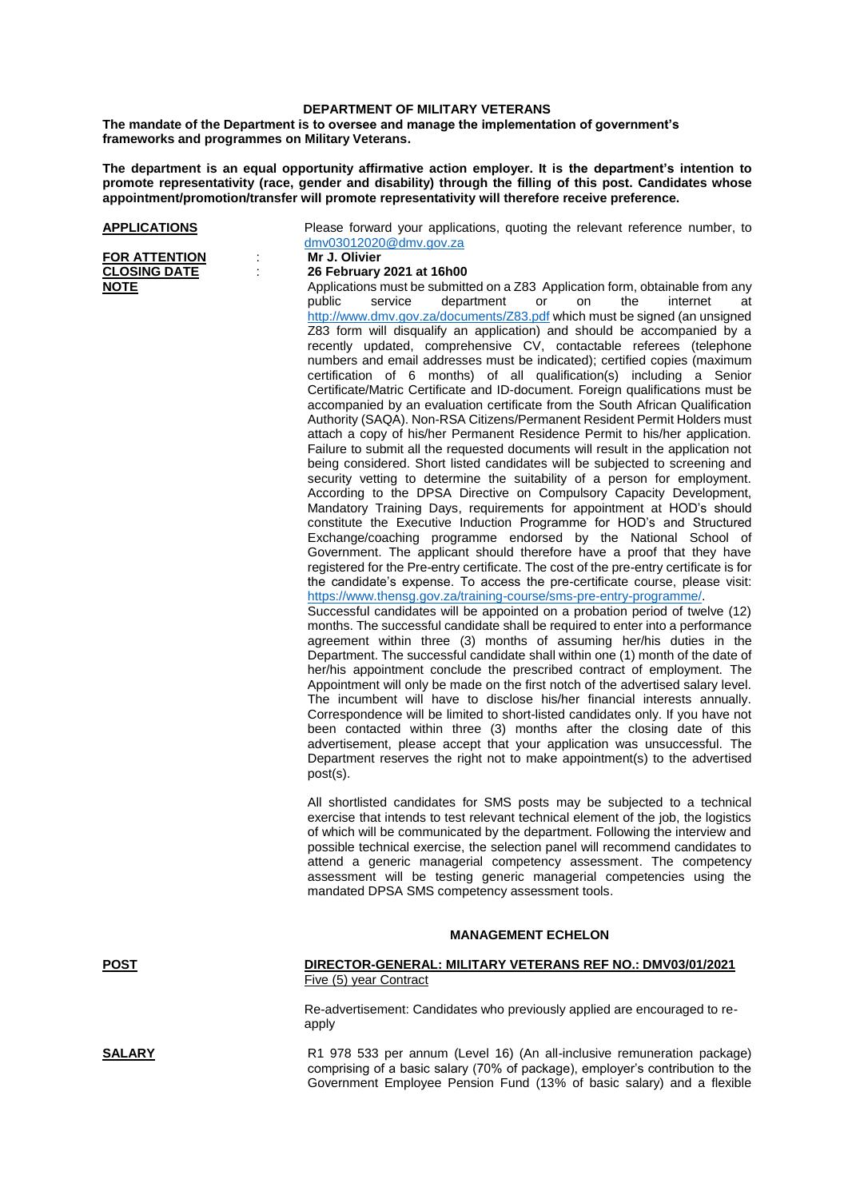# DEPARTMENT OF MILITARY VETERANS

**The mandate of the Department is to oversee and manage the implementation of government's frameworks and programmes on Military Veterans.**

**The department is an equal opportunity affirmative action employer. It is the department's intention to promote representativity (race, gender and disability) through the filling of this post. Candidates whose appointment/promotion/transfer will promote representativity will therefore receive preference.**

**APPLICATIONS** : Please forward your applications, quoting the relevant reference number, to dmv03012020@dmv.gov.za

**FOR ATTENTION** : **Mr J. Olivier**

**CLOSING DATE** : **26 February 2021 at 16h00**

**NOTE** : Applications must be submitted on a Z83 Application form, obtainable from any public service department or on the internet at http://www.dmv.gov.za/documents/Z83.pdf which must be signed (an unsigned Z83 form will disqualify an application) and should be accompanied by a recently updated, comprehensive CV, contactable referees (telephone numbers and email addresses must be indicated); certified copies (maximum certification of 6 months) of all qualification(s) including a Senior Certificate/Matric Certificate and ID-document. Foreign qualifications must be accompanied by an evaluation certificate from the South African Qualification Authority (SAQA). Non-RSA Citizens/Permanent Resident Permit Holders must attach a copy of his/her Permanent Residence Permit to his/her application. Failure to submit all the requested documents will result in the application not being considered. Short listed candidates will be subjected to screening and security vetting to determine the suitability of a person for employment. According to the DPSA Directive on Compulsory Capacity Development, Mandatory Training Days, requirements for appointment at HOD's should constitute the Executive Induction Programme for HOD's and Structured Exchange/coaching programme endorsed by the National School of Government. The applicant should therefore have a proof that they have registered for the Pre-entry certificate. The cost of the pre-entry certificate is for the candidate's expense. To access the pre-certificate course, please visit: https://www.thensg.gov.za/training-course/sms-pre-entry-programme/.
Successful candidates will be appointed on a probation period of twelve (12) months. The successful candidate shall be required to enter into a performance agreement within three (3) months of assuming her/his duties in the Department. The successful candidate shall within one (1) month of the date of her/his appointment conclude the prescribed contract of employment. The Appointment will only be made on the first notch of the advertised salary level. The incumbent will have to disclose his/her financial interests annually. Correspondence will be limited to short-listed candidates only. If you have not been contacted within three (3) months after the closing date of this advertisement, please accept that your application was unsuccessful. The Department reserves the right not to make appointment(s) to the advertised post(s).

All shortlisted candidates for SMS posts may be subjected to a technical exercise that intends to test relevant technical element of the job, the logistics of which will be communicated by the department. Following the interview and possible technical exercise, the selection panel will recommend candidates to attend a generic managerial competency assessment. The competency assessment will be testing generic managerial competencies using the mandated DPSA SMS competency assessment tools.

## MANAGEMENT ECHELON

**POST** : **DIRECTOR-GENERAL: MILITARY VETERANS REF NO.: DMV03/01/2021**
Five (5) year Contract

Re-advertisement: Candidates who previously applied are encouraged to re-apply

**SALARY** : R1 978 533 per annum (Level 16) (An all-inclusive remuneration package) comprising of a basic salary (70% of package), employer's contribution to the Government Employee Pension Fund (13% of basic salary) and a flexible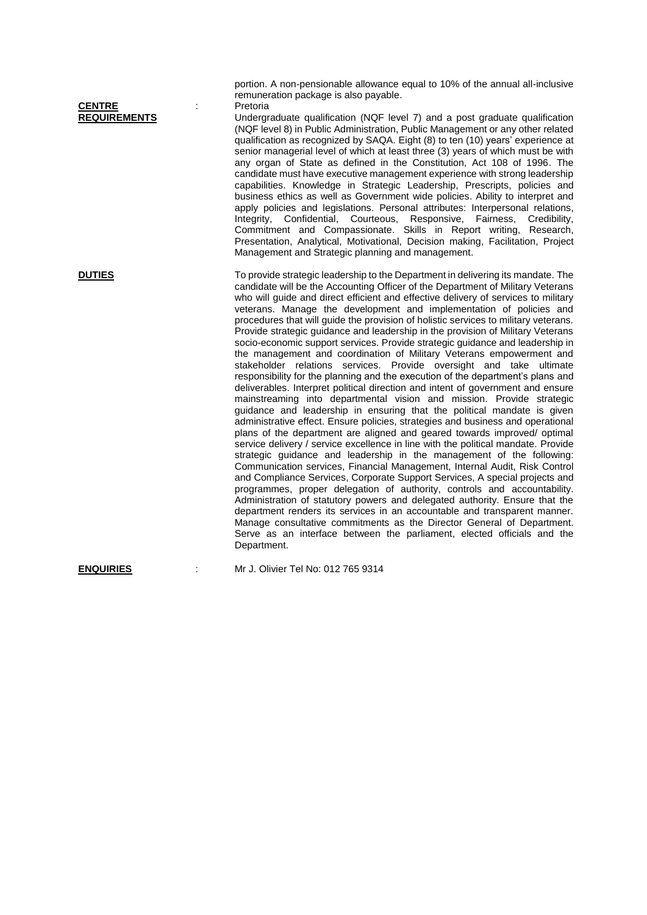portion. A non-pensionable allowance equal to 10% of the annual all-inclusive remuneration package is also payable.

**CENTRE** : Pretoria

**REQUIREMENTS** : Undergraduate qualification (NQF level 7) and a post graduate qualification (NQF level 8) in Public Administration, Public Management or any other related qualification as recognized by SAQA. Eight (8) to ten (10) years' experience at senior managerial level of which at least three (3) years of which must be with any organ of State as defined in the Constitution, Act 108 of 1996. The candidate must have executive management experience with strong leadership capabilities. Knowledge in Strategic Leadership, Prescripts, policies and business ethics as well as Government wide policies. Ability to interpret and apply policies and legislations. Personal attributes: Interpersonal relations, Integrity, Confidential, Courteous, Responsive, Fairness, Credibility, Commitment and Compassionate. Skills in Report writing, Research, Presentation, Analytical, Motivational, Decision making, Facilitation, Project Management and Strategic planning and management.

**DUTIES** : To provide strategic leadership to the Department in delivering its mandate. The candidate will be the Accounting Officer of the Department of Military Veterans who will guide and direct efficient and effective delivery of services to military veterans. Manage the development and implementation of policies and procedures that will guide the provision of holistic services to military veterans. Provide strategic guidance and leadership in the provision of Military Veterans socio-economic support services. Provide strategic guidance and leadership in the management and coordination of Military Veterans empowerment and stakeholder relations services. Provide oversight and take ultimate responsibility for the planning and the execution of the department's plans and deliverables. Interpret political direction and intent of government and ensure mainstreaming into departmental vision and mission. Provide strategic guidance and leadership in ensuring that the political mandate is given administrative effect. Ensure policies, strategies and business and operational plans of the department are aligned and geared towards improved/ optimal service delivery / service excellence in line with the political mandate. Provide strategic guidance and leadership in the management of the following: Communication services, Financial Management, Internal Audit, Risk Control and Compliance Services, Corporate Support Services, A special projects and programmes, proper delegation of authority, controls and accountability. Administration of statutory powers and delegated authority. Ensure that the department renders its services in an accountable and transparent manner. Manage consultative commitments as the Director General of Department. Serve as an interface between the parliament, elected officials and the Department.

**ENQUIRIES** : Mr J. Olivier Tel No: 012 765 9314